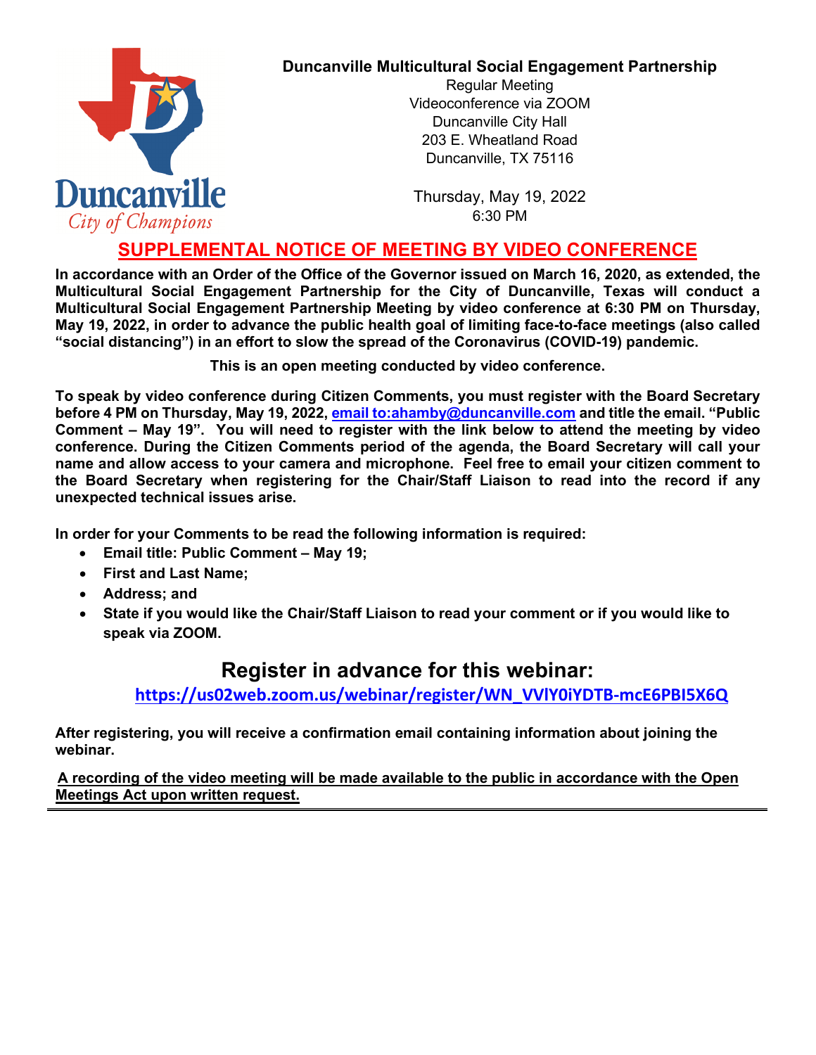Duncanville
City of Champions

**Duncanville Multicultural Social Engagement Partnership**

Regular Meeting
Videoconference via ZOOM
Duncanville City Hall
203 E. Wheatland Road
Duncanville, TX 75116

Thursday, May 19, 2022
6:30 PM

## SUPPLEMENTAL NOTICE OF MEETING BY VIDEO CONFERENCE

**In accordance with an Order of the Office of the Governor issued on March 16, 2020, as extended, the Multicultural Social Engagement Partnership for the City of Duncanville, Texas will conduct a Multicultural Social Engagement Partnership Meeting by video conference at 6:30 PM on Thursday, May 19, 2022, in order to advance the public health goal of limiting face-to-face meetings (also called "social distancing") in an effort to slow the spread of the Coronavirus (COVID-19) pandemic.**

**This is an open meeting conducted by video conference.**

**To speak by video conference during Citizen Comments, you must register with the Board Secretary before 4 PM on Thursday, May 19, 2022, email to:ahamby@duncanville.com and title the email. "Public Comment – May 19". You will need to register with the link below to attend the meeting by video conference. During the Citizen Comments period of the agenda, the Board Secretary will call your name and allow access to your camera and microphone. Feel free to email your citizen comment to the Board Secretary when registering for the Chair/Staff Liaison to read into the record if any unexpected technical issues arise.**

**In order for your Comments to be read the following information is required:**

- **Email title: Public Comment – May 19;**
- **First and Last Name;**
- **Address; and**
- **State if you would like the Chair/Staff Liaison to read your comment or if you would like to speak via ZOOM.**

## Register in advance for this webinar:

**https://us02web.zoom.us/webinar/register/WN_VVlY0iYDTB-mcE6PBI5X6Q**

**After registering, you will receive a confirmation email containing information about joining the webinar.**

**A recording of the video meeting will be made available to the public in accordance with the Open Meetings Act upon written request.**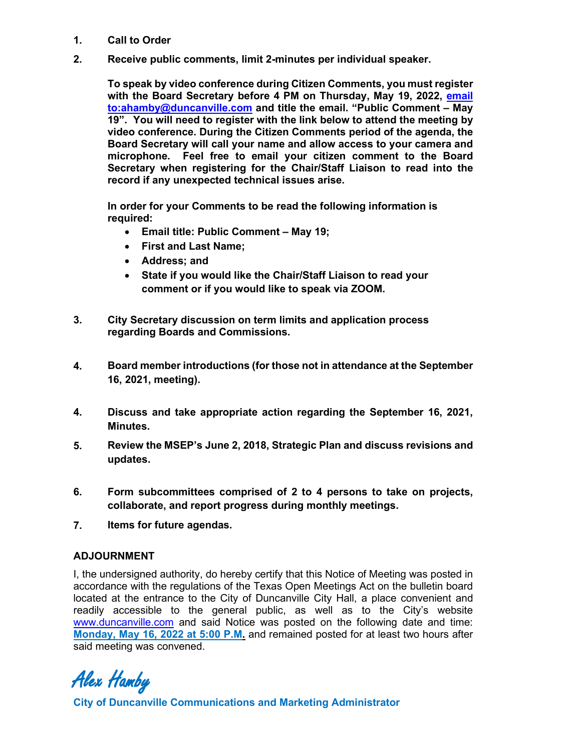1. **Call to Order**

2. **Receive public comments, limit 2-minutes per individual speaker.**

   **To speak by video conference during Citizen Comments, you must register with the Board Secretary before 4 PM on Thursday, May 19, 2022, email to:ahamby@duncanville.com and title the email. "Public Comment – May 19". You will need to register with the link below to attend the meeting by video conference. During the Citizen Comments period of the agenda, the Board Secretary will call your name and allow access to your camera and microphone. Feel free to email your citizen comment to the Board Secretary when registering for the Chair/Staff Liaison to read into the record if any unexpected technical issues arise.**

   **In order for your Comments to be read the following information is required:**

   - **Email title: Public Comment – May 19;**
   - **First and Last Name;**
   - **Address; and**
   - **State if you would like the Chair/Staff Liaison to read your comment or if you would like to speak via ZOOM.**

3. **City Secretary discussion on term limits and application process regarding Boards and Commissions.**

4. **Board member introductions (for those not in attendance at the September 16, 2021, meeting).**

4. **Discuss and take appropriate action regarding the September 16, 2021, Minutes.**

5. **Review the MSEP's June 2, 2018, Strategic Plan and discuss revisions and updates.**

6. **Form subcommittees comprised of 2 to 4 persons to take on projects, collaborate, and report progress during monthly meetings.**

7. **Items for future agendas.**

**ADJOURNMENT**

I, the undersigned authority, do hereby certify that this Notice of Meeting was posted in accordance with the regulations of the Texas Open Meetings Act on the bulletin board located at the entrance to the City of Duncanville City Hall, a place convenient and readily accessible to the general public, as well as to the City's website www.duncanville.com and said Notice was posted on the following date and time: **Monday, May 16, 2022 at 5:00 P.M.** and remained posted for at least two hours after said meeting was convened.

*Alex Hamby*

**City of Duncanville Communications and Marketing Administrator**